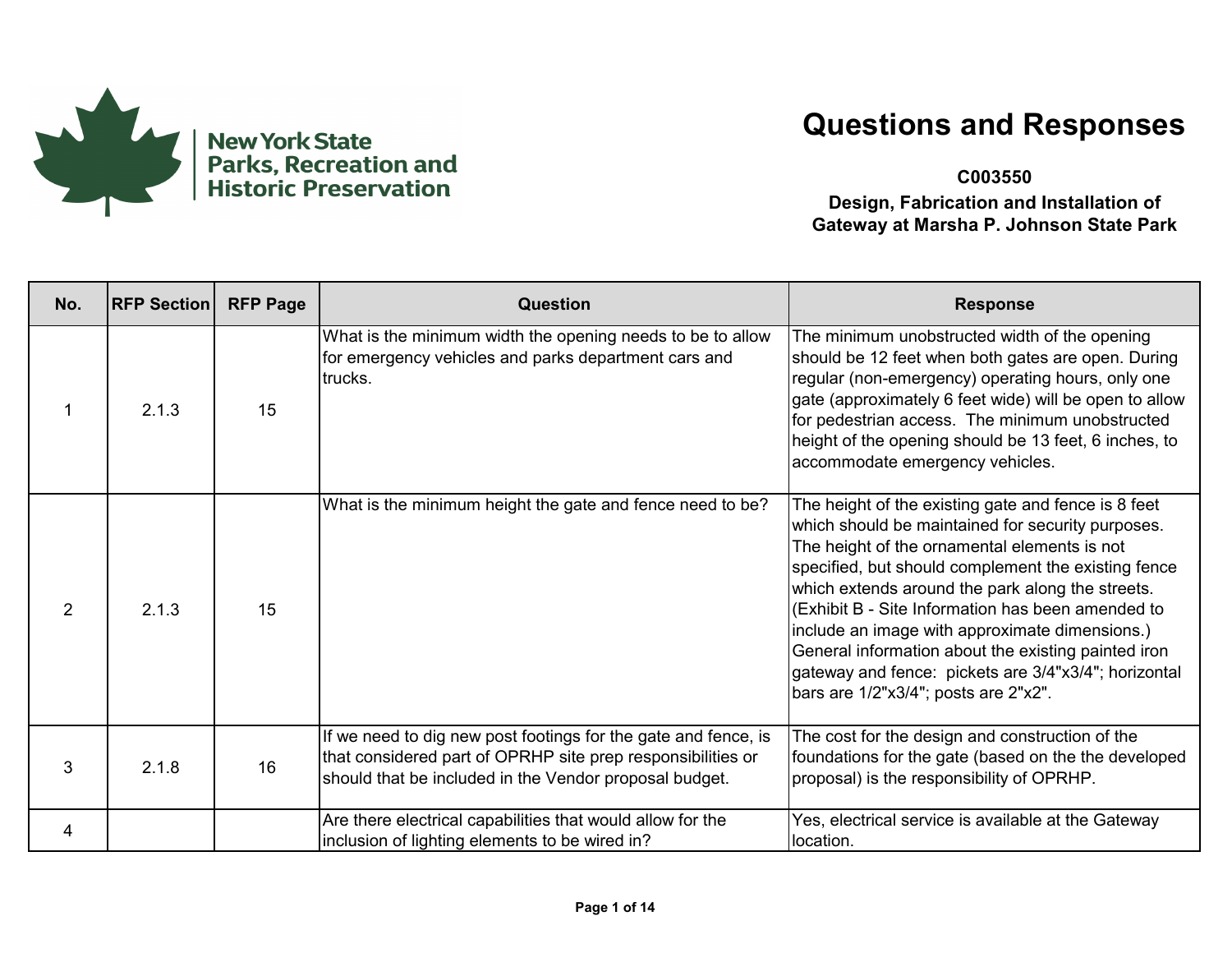New York State Parks, Recreation and Historic Preservation

# Questions and Responses

**C003550**
**Design, Fabrication and Installation of Gateway at Marsha P. Johnson State Park**

| No. | RFP Section | RFP Page | Question | Response |
| --- | --- | --- | --- | --- |
| 1 | 2.1.3 | 15 | What is the minimum width the opening needs to be to allow for emergency vehicles and parks department cars and trucks. | The minimum unobstructed width of the opening should be 12 feet when both gates are open. During regular (non-emergency) operating hours, only one gate (approximately 6 feet wide) will be open to allow for pedestrian access. The minimum unobstructed height of the opening should be 13 feet, 6 inches, to accommodate emergency vehicles. |
| 2 | 2.1.3 | 15 | What is the minimum height the gate and fence need to be? | The height of the existing gate and fence is 8 feet which should be maintained for security purposes. The height of the ornamental elements is not specified, but should complement the existing fence which extends around the park along the streets. (Exhibit B - Site Information has been amended to include an image with approximate dimensions.) General information about the existing painted iron gateway and fence: pickets are 3/4"x3/4"; horizontal bars are 1/2"x3/4"; posts are 2"x2". |
| 3 | 2.1.8 | 16 | If we need to dig new post footings for the gate and fence, is that considered part of OPRHP site prep responsibilities or should that be included in the Vendor proposal budget. | The cost for the design and construction of the foundations for the gate (based on the the developed proposal) is the responsibility of OPRHP. |
| 4 | | | Are there electrical capabilities that would allow for the inclusion of lighting elements to be wired in? | Yes, electrical service is available at the Gateway location. |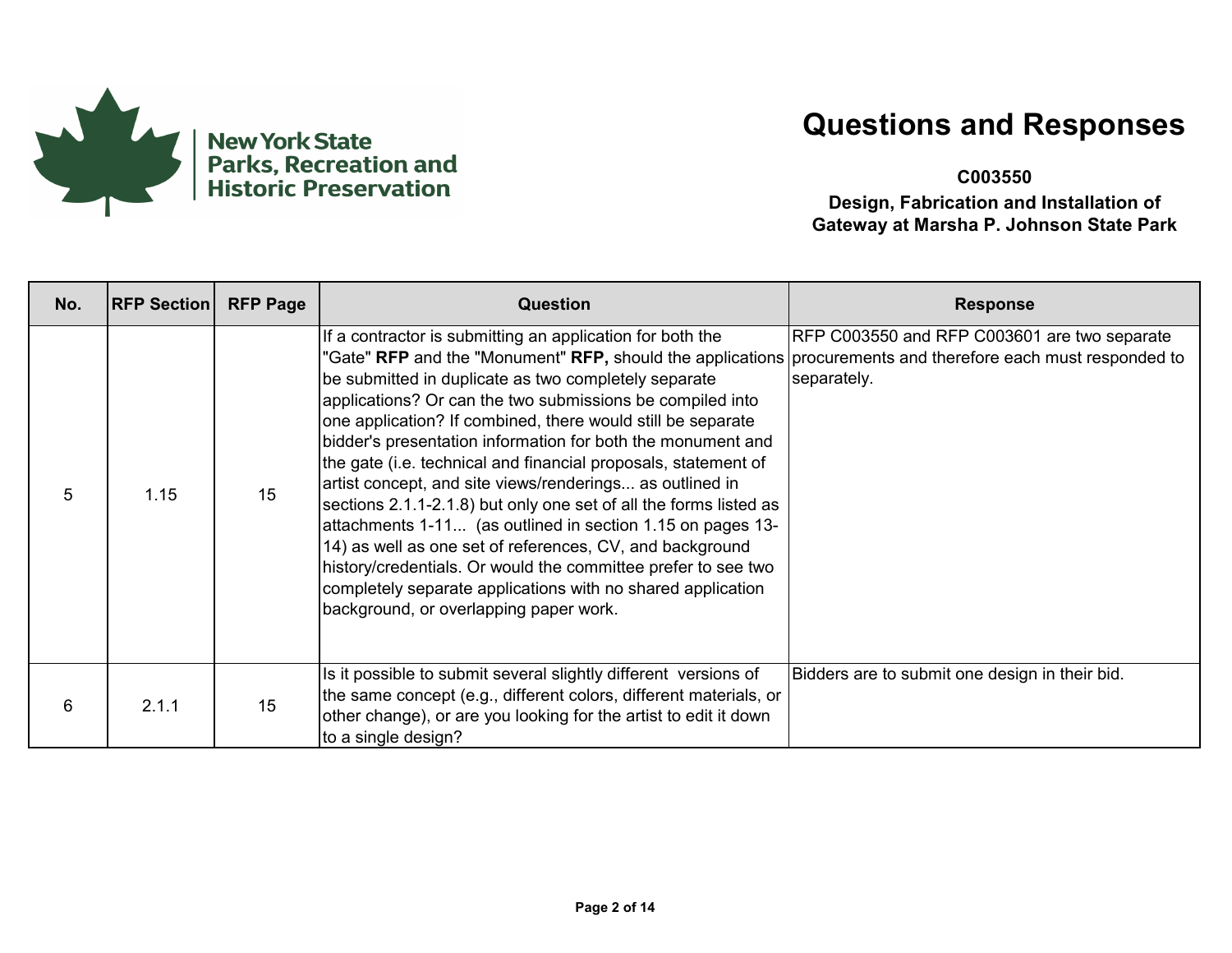New York State Parks, Recreation and Historic Preservation

# Questions and Responses

**C003550**

**Design, Fabrication and Installation of Gateway at Marsha P. Johnson State Park**

| No. | RFP Section | RFP Page | Question | Response |
|---|---|---|---|---|
| 5 | 1.15 | 15 | If a contractor is submitting an application for both the "Gate" **RFP** and the "Monument" **RFP,** should the applications be submitted in duplicate as two completely separate applications? Or can the two submissions be compiled into one application? If combined, there would still be separate bidder's presentation information for both the monument and the gate (i.e. technical and financial proposals, statement of artist concept, and site views/renderings... as outlined in sections 2.1.1-2.1.8) but only one set of all the forms listed as attachments 1-11... (as outlined in section 1.15 on pages 13-14) as well as one set of references, CV, and background history/credentials. Or would the committee prefer to see two completely separate applications with no shared application background, or overlapping paper work. | RFP C003550 and RFP C003601 are two separate procurements and therefore each must responded to separately. |
| 6 | 2.1.1 | 15 | Is it possible to submit several slightly different versions of the same concept (e.g., different colors, different materials, or other change), or are you looking for the artist to edit it down to a single design? | Bidders are to submit one design in their bid. |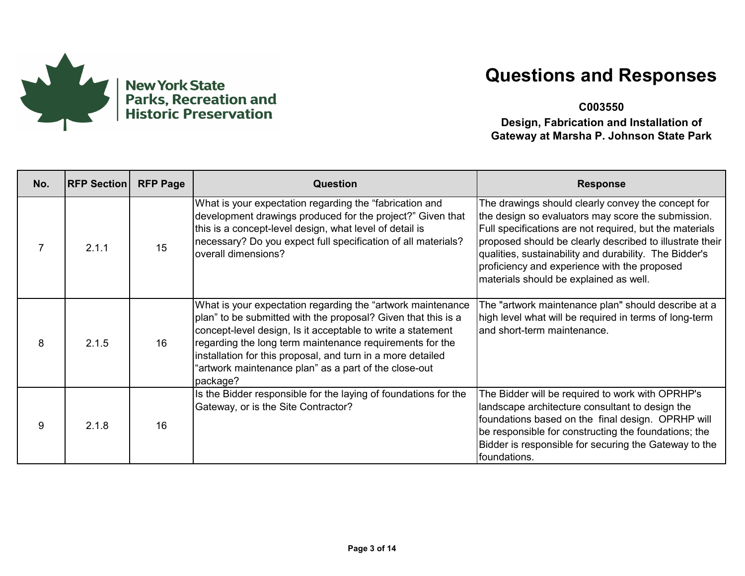New York State Parks, Recreation and Historic Preservation

# Questions and Responses

**C003550**
**Design, Fabrication and Installation of Gateway at Marsha P. Johnson State Park**

| No. | RFP Section | RFP Page | Question | Response |
|---|---|---|---|---|
| 7 | 2.1.1 | 15 | What is your expectation regarding the “fabrication and development drawings produced for the project?” Given that this is a concept-level design, what level of detail is necessary? Do you expect full specification of all materials? overall dimensions? | The drawings should clearly convey the concept for the design so evaluators may score the submission. Full specifications are not required, but the materials proposed should be clearly described to illustrate their qualities, sustainability and durability. The Bidder's proficiency and experience with the proposed materials should be explained as well. |
| 8 | 2.1.5 | 16 | What is your expectation regarding the “artwork maintenance plan” to be submitted with the proposal? Given that this is a concept-level design, Is it acceptable to write a statement regarding the long term maintenance requirements for the installation for this proposal, and turn in a more detailed “artwork maintenance plan” as a part of the close-out package? | The "artwork maintenance plan" should describe at a high level what will be required in terms of long-term and short-term maintenance. |
| 9 | 2.1.8 | 16 | Is the Bidder responsible for the laying of foundations for the Gateway, or is the Site Contractor? | The Bidder will be required to work with OPRHP's landscape architecture consultant to design the foundations based on the final design. OPRHP will be responsible for constructing the foundations; the Bidder is responsible for securing the Gateway to the foundations. |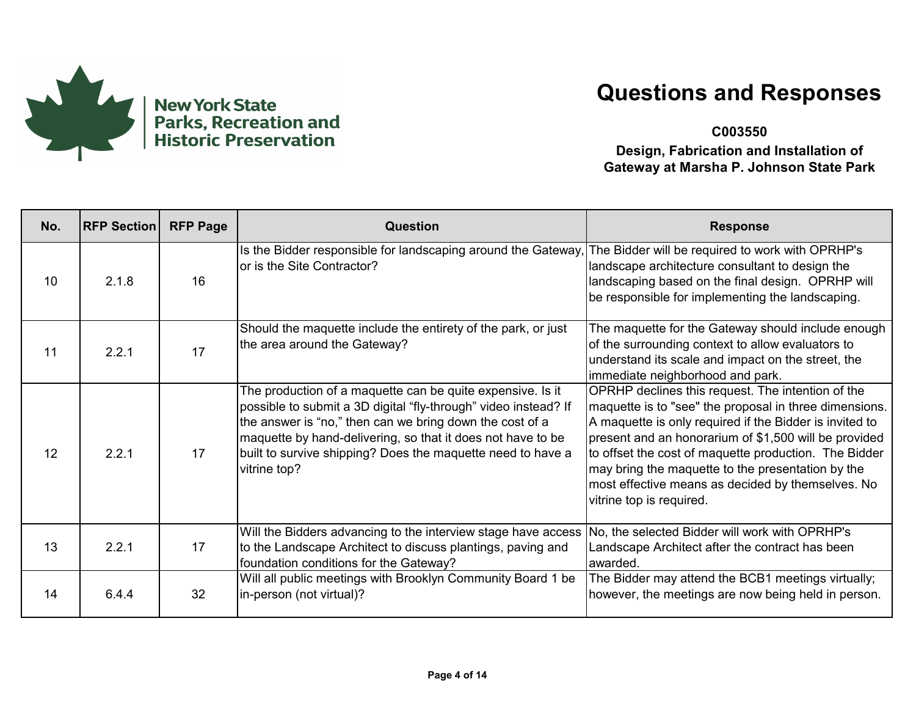New York State Parks, Recreation and Historic Preservation

# Questions and Responses

**C003550**

**Design, Fabrication and Installation of Gateway at Marsha P. Johnson State Park**

| No. | RFP Section | RFP Page | Question | Response |
|---|---|---|---|---|
| 10 | 2.1.8 | 16 | Is the Bidder responsible for landscaping around the Gateway, or is the Site Contractor? | The Bidder will be required to work with OPRHP's landscape architecture consultant to design the landscaping based on the final design. OPRHP will be responsible for implementing the landscaping. |
| 11 | 2.2.1 | 17 | Should the maquette include the entirety of the park, or just the area around the Gateway? | The maquette for the Gateway should include enough of the surrounding context to allow evaluators to understand its scale and impact on the street, the immediate neighborhood and park. |
| 12 | 2.2.1 | 17 | The production of a maquette can be quite expensive. Is it possible to submit a 3D digital “fly-through” video instead? If the answer is “no,” then can we bring down the cost of a maquette by hand-delivering, so that it does not have to be built to survive shipping? Does the maquette need to have a vitrine top? | OPRHP declines this request. The intention of the maquette is to "see" the proposal in three dimensions. A maquette is only required if the Bidder is invited to present and an honorarium of $1,500 will be provided to offset the cost of maquette production. The Bidder may bring the maquette to the presentation by the most effective means as decided by themselves. No vitrine top is required. |
| 13 | 2.2.1 | 17 | Will the Bidders advancing to the interview stage have access to the Landscape Architect to discuss plantings, paving and foundation conditions for the Gateway? | No, the selected Bidder will work with OPRHP's Landscape Architect after the contract has been awarded. |
| 14 | 6.4.4 | 32 | Will all public meetings with Brooklyn Community Board 1 be in-person (not virtual)? | The Bidder may attend the BCB1 meetings virtually; however, the meetings are now being held in person. |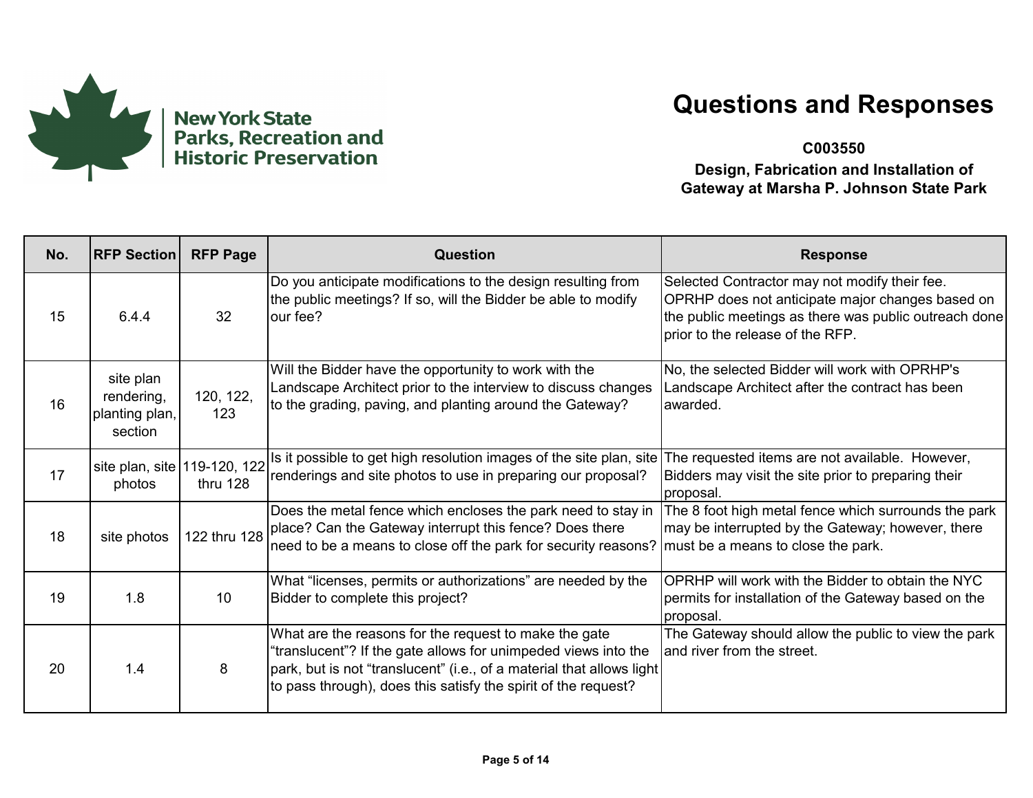New York State Parks, Recreation and Historic Preservation

# Questions and Responses

**C003550**

**Design, Fabrication and Installation of Gateway at Marsha P. Johnson State Park**

| No. | RFP Section | RFP Page | Question | Response |
|---|---|---|---|---|
| 15 | 6.4.4 | 32 | Do you anticipate modifications to the design resulting from the public meetings? If so, will the Bidder be able to modify our fee? | Selected Contractor may not modify their fee. OPRHP does not anticipate major changes based on the public meetings as there was public outreach done prior to the release of the RFP. |
| 16 | site plan rendering, planting plan, section | 120, 122, 123 | Will the Bidder have the opportunity to work with the Landscape Architect prior to the interview to discuss changes to the grading, paving, and planting around the Gateway? | No, the selected Bidder will work with OPRHP's Landscape Architect after the contract has been awarded. |
| 17 | site plan, site photos | 119-120, 122 thru 128 | Is it possible to get high resolution images of the site plan, site renderings and site photos to use in preparing our proposal? | The requested items are not available. However, Bidders may visit the site prior to preparing their proposal. |
| 18 | site photos | 122 thru 128 | Does the metal fence which encloses the park need to stay in place? Can the Gateway interrupt this fence? Does there need to be a means to close off the park for security reasons? | The 8 foot high metal fence which surrounds the park may be interrupted by the Gateway; however, there must be a means to close the park. |
| 19 | 1.8 | 10 | What "licenses, permits or authorizations" are needed by the Bidder to complete this project? | OPRHP will work with the Bidder to obtain the NYC permits for installation of the Gateway based on the proposal. |
| 20 | 1.4 | 8 | What are the reasons for the request to make the gate "translucent"? If the gate allows for unimpeded views into the park, but is not "translucent" (i.e., of a material that allows light to pass through), does this satisfy the spirit of the request? | The Gateway should allow the public to view the park and river from the street. |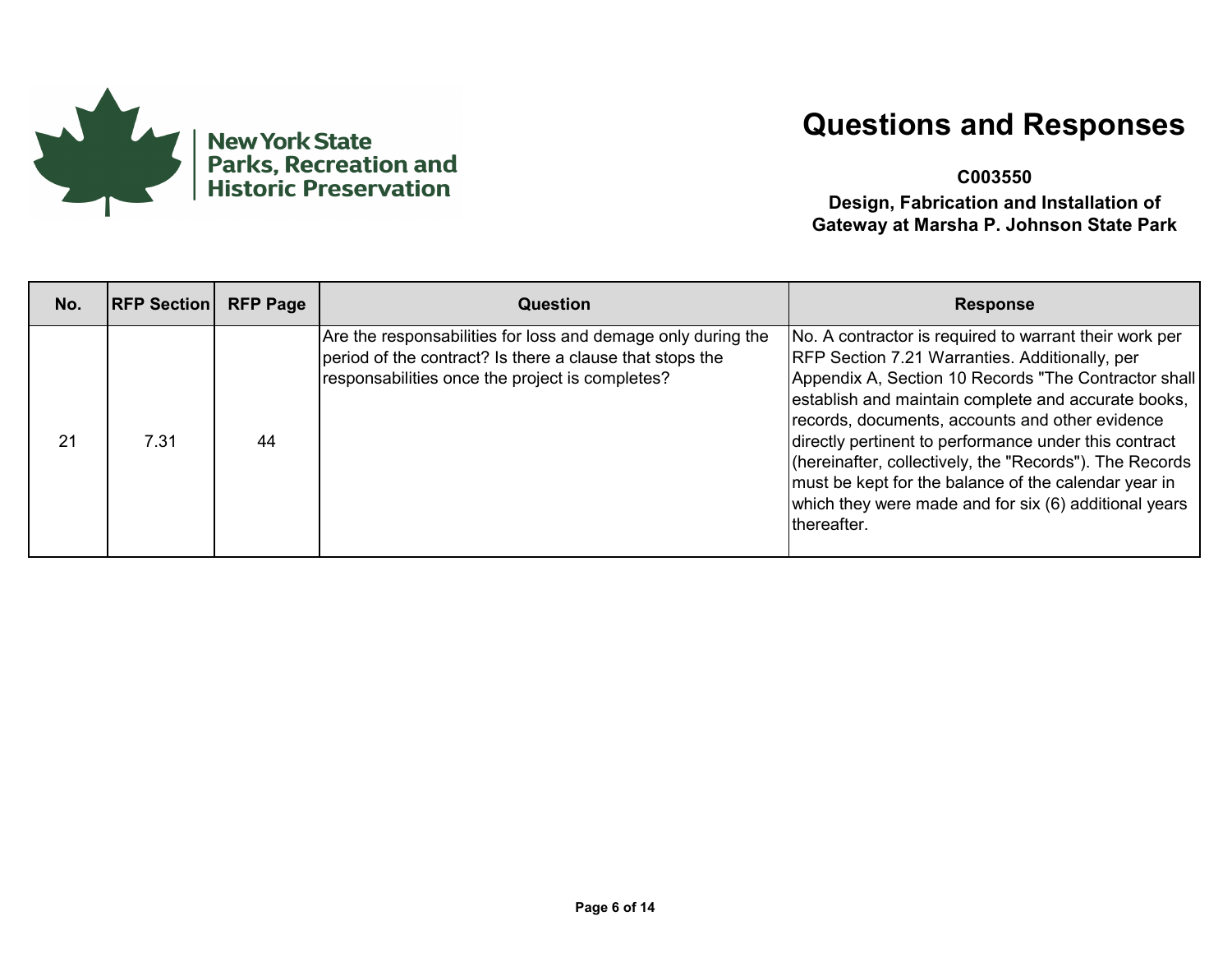New York State Parks, Recreation and Historic Preservation

# Questions and Responses

**C003550**

**Design, Fabrication and Installation of Gateway at Marsha P. Johnson State Park**

| No. | RFP Section | RFP Page | Question | Response |
|---|---|---|---|---|
| 21 | 7.31 | 44 | Are the responsabilities for loss and demage only during the period of the contract? Is there a clause that stops the responsabilities once the project is completes? | No. A contractor is required to warrant their work per RFP Section 7.21 Warranties. Additionally, per Appendix A, Section 10 Records "The Contractor shall establish and maintain complete and accurate books, records, documents, accounts and other evidence directly pertinent to performance under this contract (hereinafter, collectively, the "Records"). The Records must be kept for the balance of the calendar year in which they were made and for six (6) additional years thereafter. |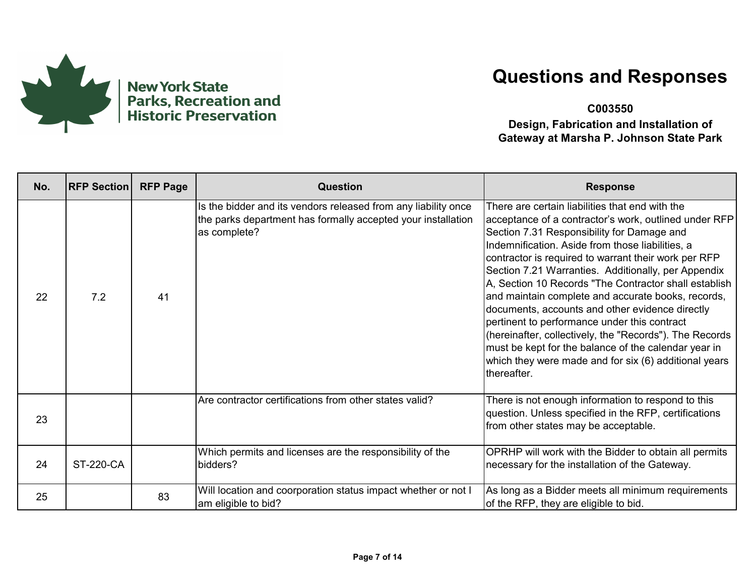New York State Parks, Recreation and Historic Preservation

# Questions and Responses

**C003550**

**Design, Fabrication and Installation of Gateway at Marsha P. Johnson State Park**

| No. | RFP Section | RFP Page | Question | Response |
|---|---|---|---|---|
| 22 | 7.2 | 41 | Is the bidder and its vendors released from any liability once the parks department has formally accepted your installation as complete? | There are certain liabilities that end with the acceptance of a contractor's work, outlined under RFP Section 7.31 Responsibility for Damage and Indemnification. Aside from those liabilities, a contractor is required to warrant their work per RFP Section 7.21 Warranties. Additionally, per Appendix A, Section 10 Records "The Contractor shall establish and maintain complete and accurate books, records, documents, accounts and other evidence directly pertinent to performance under this contract (hereinafter, collectively, the "Records"). The Records must be kept for the balance of the calendar year in which they were made and for six (6) additional years thereafter. |
| 23 | | | Are contractor certifications from other states valid? | There is not enough information to respond to this question. Unless specified in the RFP, certifications from other states may be acceptable. |
| 24 | ST-220-CA | | Which permits and licenses are the responsibility of the bidders? | OPRHP will work with the Bidder to obtain all permits necessary for the installation of the Gateway. |
| 25 | | 83 | Will location and coorporation status impact whether or not I am eligible to bid? | As long as a Bidder meets all minimum requirements of the RFP, they are eligible to bid. |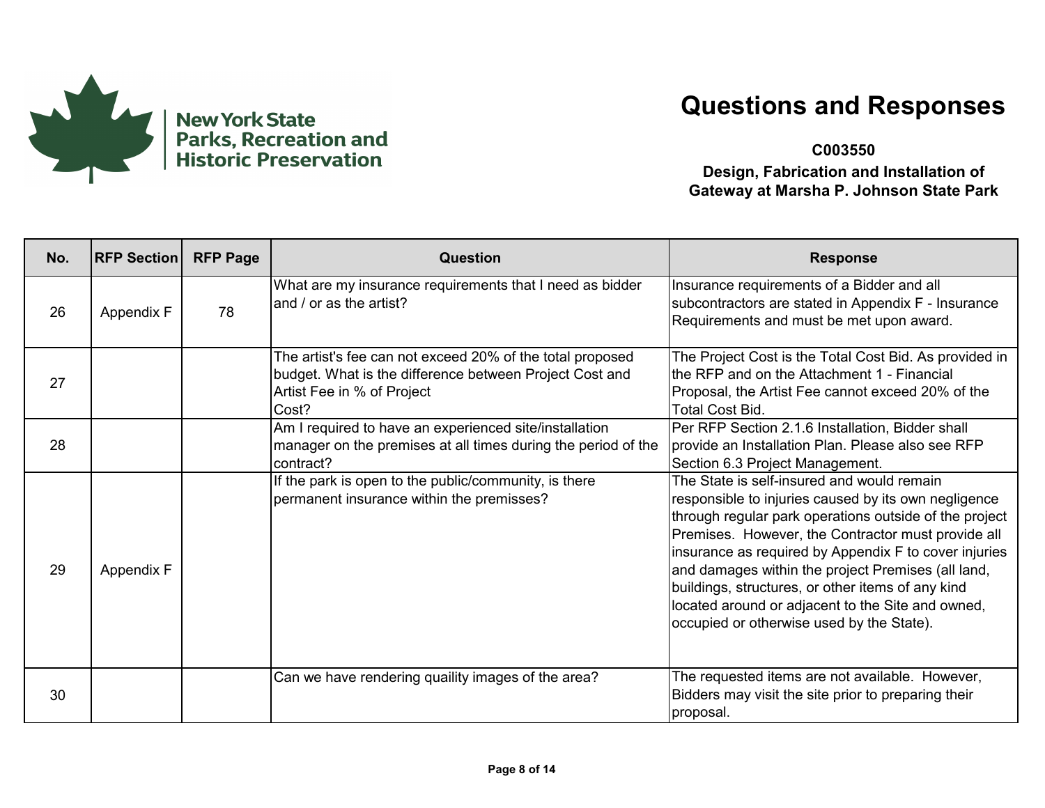# Questions and Responses

**C003550**

**Design, Fabrication and Installation of Gateway at Marsha P. Johnson State Park**

| No. | RFP Section | RFP Page | Question | Response |
|---|---|---|---|---|
| 26 | Appendix F | 78 | What are my insurance requirements that I need as bidder and / or as the artist? | Insurance requirements of a Bidder and all subcontractors are stated in Appendix F - Insurance Requirements and must be met upon award. |
| 27 | | | The artist's fee can not exceed 20% of the total proposed budget. What is the difference between Project Cost and Artist Fee in % of Project Cost? | The Project Cost is the Total Cost Bid. As provided in the RFP and on the Attachment 1 - Financial Proposal, the Artist Fee cannot exceed 20% of the Total Cost Bid. |
| 28 | | | Am I required to have an experienced site/installation manager on the premises at all times during the period of the contract? | Per RFP Section 2.1.6 Installation, Bidder shall provide an Installation Plan. Please also see RFP Section 6.3 Project Management. |
| 29 | Appendix F | | If the park is open to the public/community, is there permanent insurance within the premisses? | The State is self-insured and would remain responsible to injuries caused by its own negligence through regular park operations outside of the project Premises. However, the Contractor must provide all insurance as required by Appendix F to cover injuries and damages within the project Premises (all land, buildings, structures, or other items of any kind located around or adjacent to the Site and owned, occupied or otherwise used by the State). |
| 30 | | | Can we have rendering quaility images of the area? | The requested items are not available. However, Bidders may visit the site prior to preparing their proposal. |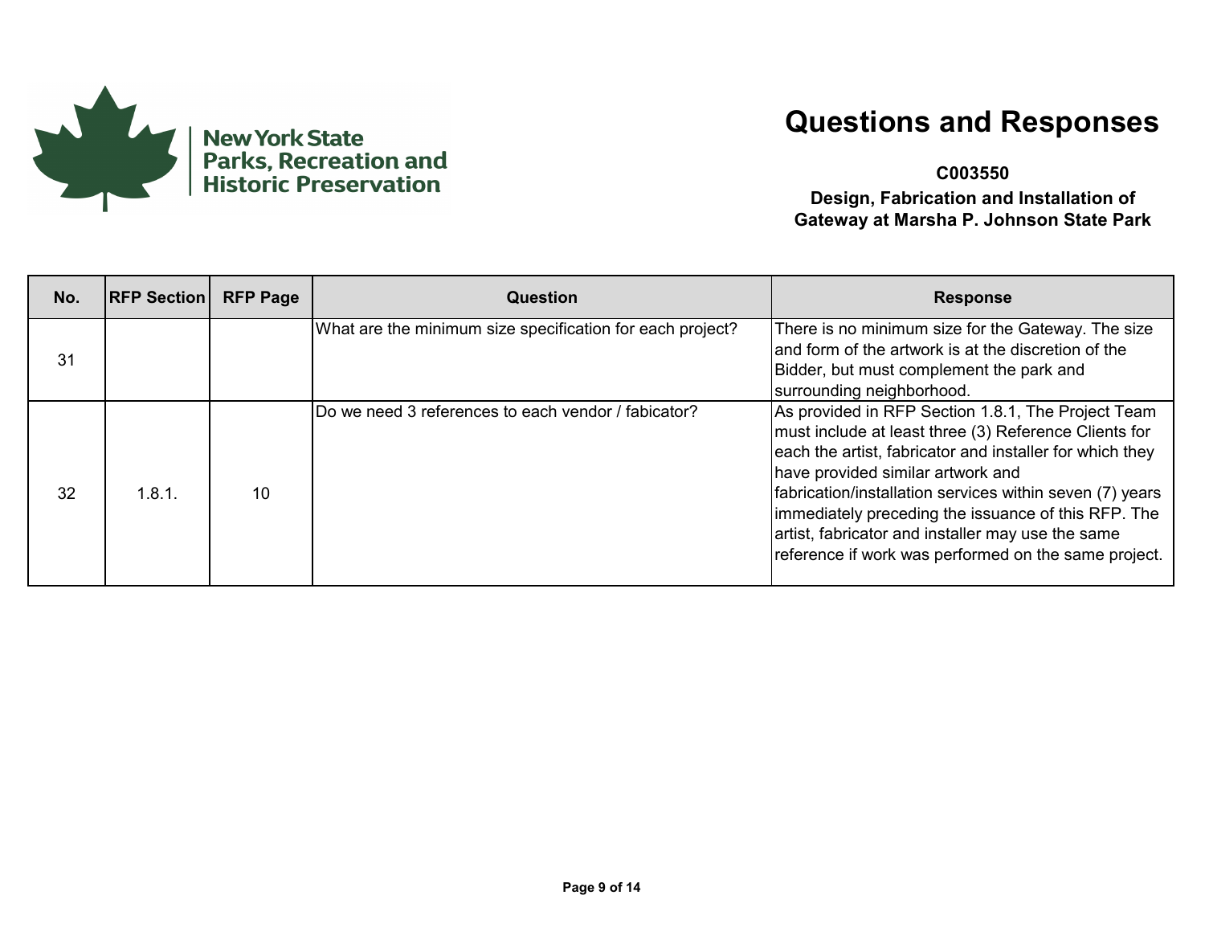New York State Parks, Recreation and Historic Preservation

# Questions and Responses

**C003550**

**Design, Fabrication and Installation of Gateway at Marsha P. Johnson State Park**

| No. | RFP Section | RFP Page | Question | Response |
|---|---|---|---|---|
| 31 | | | What are the minimum size specification for each project? | There is no minimum size for the Gateway. The size and form of the artwork is at the discretion of the Bidder, but must complement the park and surrounding neighborhood. |
| 32 | 1.8.1. | 10 | Do we need 3 references to each vendor / fabicator? | As provided in RFP Section 1.8.1, The Project Team must include at least three (3) Reference Clients for each the artist, fabricator and installer for which they have provided similar artwork and fabrication/installation services within seven (7) years immediately preceding the issuance of this RFP. The artist, fabricator and installer may use the same reference if work was performed on the same project. |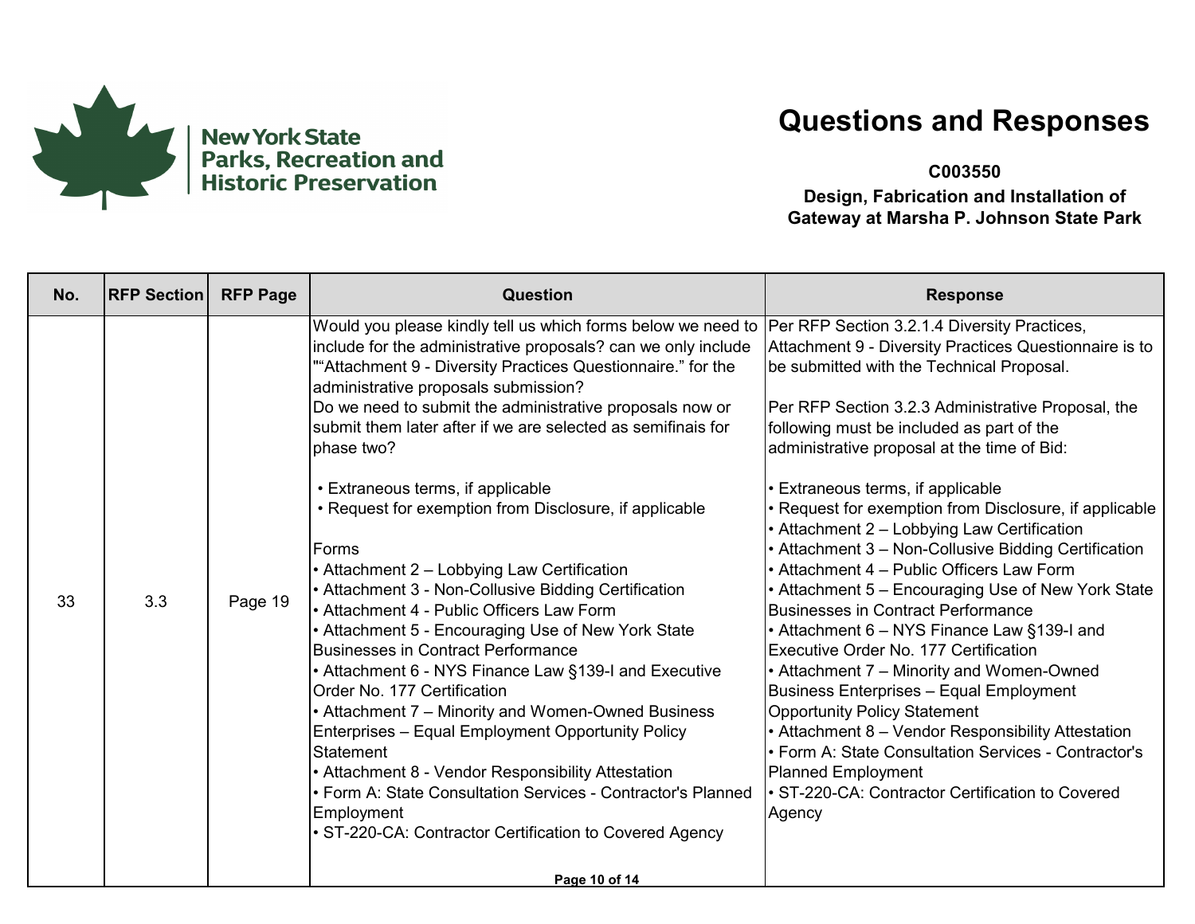New York State Parks, Recreation and Historic Preservation

# Questions and Responses

**C003550**
**Design, Fabrication and Installation of Gateway at Marsha P. Johnson State Park**

| No. | RFP Section | RFP Page | Question | Response |
|---|---|---|---|---|
| 33 | 3.3 | Page 19 | Would you please kindly tell us which forms below we need to include for the administrative proposals? can we only include ""Attachment 9 - Diversity Practices Questionnaire." for the administrative proposals submission?<br>Do we need to submit the administrative proposals now or submit them later after if we are selected as semifinais for phase two?<br><br>• Extraneous terms, if applicable<br>• Request for exemption from Disclosure, if applicable<br><br>Forms<br>• Attachment 2 – Lobbying Law Certification<br>• Attachment 3 - Non-Collusive Bidding Certification<br>• Attachment 4 - Public Officers Law Form<br>• Attachment 5 - Encouraging Use of New York State Businesses in Contract Performance<br>• Attachment 6 - NYS Finance Law §139-I and Executive Order No. 177 Certification<br>• Attachment 7 – Minority and Women-Owned Business Enterprises – Equal Employment Opportunity Policy Statement<br>• Attachment 8 - Vendor Responsibility Attestation<br>• Form A: State Consultation Services - Contractor's Planned Employment<br>• ST-220-CA: Contractor Certification to Covered Agency | Per RFP Section 3.2.1.4 Diversity Practices, Attachment 9 - Diversity Practices Questionnaire is to be submitted with the Technical Proposal.<br><br>Per RFP Section 3.2.3 Administrative Proposal, the following must be included as part of the administrative proposal at the time of Bid:<br><br>• Extraneous terms, if applicable<br>• Request for exemption from Disclosure, if applicable<br>• Attachment 2 – Lobbying Law Certification<br>• Attachment 3 – Non-Collusive Bidding Certification<br>• Attachment 4 – Public Officers Law Form<br>• Attachment 5 – Encouraging Use of New York State Businesses in Contract Performance<br>• Attachment 6 – NYS Finance Law §139-I and Executive Order No. 177 Certification<br>• Attachment 7 – Minority and Women-Owned Business Enterprises – Equal Employment Opportunity Policy Statement<br>• Attachment 8 – Vendor Responsibility Attestation<br>• Form A: State Consultation Services - Contractor's Planned Employment<br>• ST-220-CA: Contractor Certification to Covered Agency |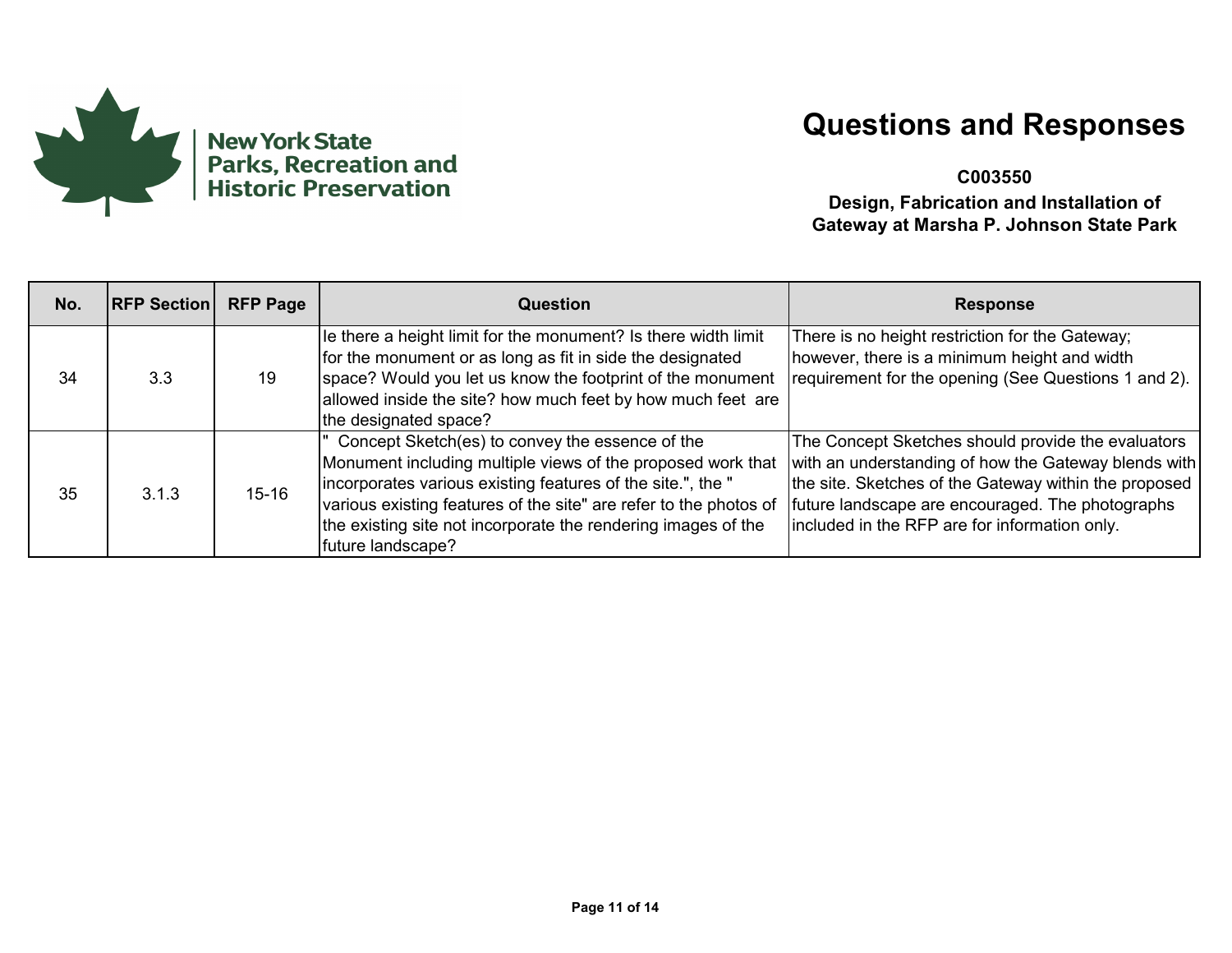New York State Parks, Recreation and Historic Preservation

# Questions and Responses

**C003550**

**Design, Fabrication and Installation of Gateway at Marsha P. Johnson State Park**

| No. | RFP Section | RFP Page | Question | Response |
|---|---|---|---|---|
| 34 | 3.3 | 19 | Ie there a height limit for the monument? Is there width limit for the monument or as long as fit in side the designated space? Would you let us know the footprint of the monument allowed inside the site? how much feet by how much feet are the designated space? | There is no height restriction for the Gateway; however, there is a minimum height and width requirement for the opening (See Questions 1 and 2). |
| 35 | 3.1.3 | 15-16 | " Concept Sketch(es) to convey the essence of the Monument including multiple views of the proposed work that incorporates various existing features of the site.", the " various existing features of the site" are refer to the photos of the existing site not incorporate the rendering images of the future landscape? | The Concept Sketches should provide the evaluators with an understanding of how the Gateway blends with the site. Sketches of the Gateway within the proposed future landscape are encouraged. The photographs included in the RFP are for information only. |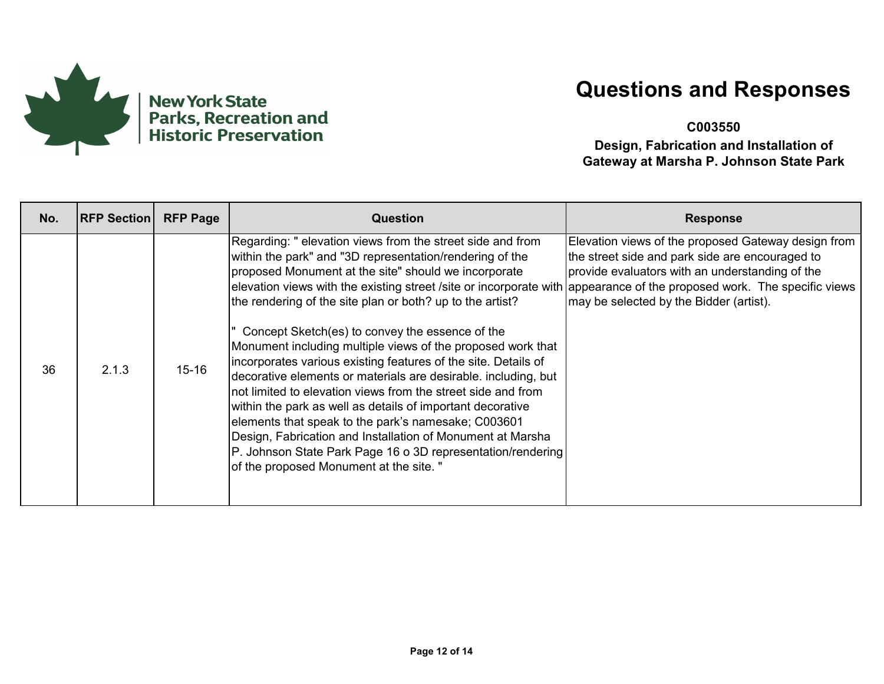# Questions and Responses

**C003550**

**Design, Fabrication and Installation of Gateway at Marsha P. Johnson State Park**

| No. | RFP Section | RFP Page | Question | Response |
|---|---|---|---|---|
| 36 | 2.1.3 | 15-16 | Regarding: " elevation views from the street side and from within the park" and "3D representation/rendering of the proposed Monument at the site" should we incorporate elevation views with the existing street /site or incorporate with the rendering of the site plan or both? up to the artist?<br><br>" Concept Sketch(es) to convey the essence of the Monument including multiple views of the proposed work that incorporates various existing features of the site. Details of decorative elements or materials are desirable. including, but not limited to elevation views from the street side and from within the park as well as details of important decorative elements that speak to the park's namesake; C003601 Design, Fabrication and Installation of Monument at Marsha P. Johnson State Park Page 16 o 3D representation/rendering of the proposed Monument at the site. " | Elevation views of the proposed Gateway design from the street side and park side are encouraged to provide evaluators with an understanding of the appearance of the proposed work. The specific views may be selected by the Bidder (artist). |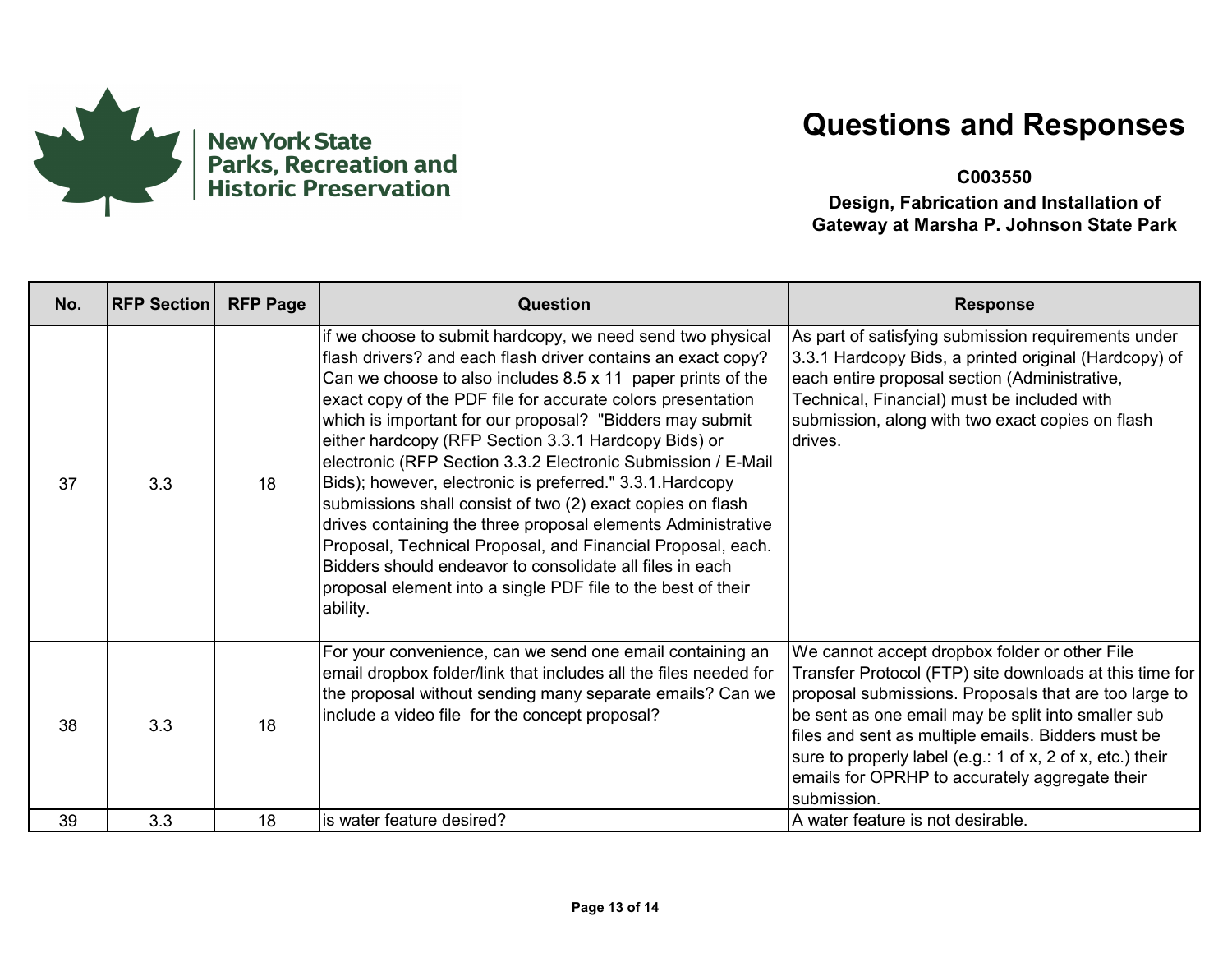New York State Parks, Recreation and Historic Preservation

# Questions and Responses

**C003550**

**Design, Fabrication and Installation of Gateway at Marsha P. Johnson State Park**

| No. | RFP Section | RFP Page | Question | Response |
|---|---|---|---|---|
| 37 | 3.3 | 18 | if we choose to submit hardcopy, we need send two physical flash drivers? and each flash driver contains an exact copy? Can we choose to also includes 8.5 x 11  paper prints of the exact copy of the PDF file for accurate colors presentation which is important for our proposal?  "Bidders may submit either hardcopy (RFP Section 3.3.1 Hardcopy Bids) or electronic (RFP Section 3.3.2 Electronic Submission / E-Mail Bids); however, electronic is preferred." 3.3.1.Hardcopy submissions shall consist of two (2) exact copies on flash drives containing the three proposal elements Administrative Proposal, Technical Proposal, and Financial Proposal, each. Bidders should endeavor to consolidate all files in each proposal element into a single PDF file to the best of their ability. | As part of satisfying submission requirements under 3.3.1 Hardcopy Bids, a printed original (Hardcopy) of each entire proposal section (Administrative, Technical, Financial) must be included with submission, along with two exact copies on flash drives. |
| 38 | 3.3 | 18 | For your convenience, can we send one email containing an email dropbox folder/link that includes all the files needed for the proposal without sending many separate emails? Can we include a video file  for the concept proposal? | We cannot accept dropbox folder or other File Transfer Protocol (FTP) site downloads at this time for proposal submissions. Proposals that are too large to be sent as one email may be split into smaller sub files and sent as multiple emails. Bidders must be sure to properly label (e.g.: 1 of x, 2 of x, etc.) their emails for OPRHP to accurately aggregate their submission. |
| 39 | 3.3 | 18 | is water feature desired? | A water feature is not desirable. |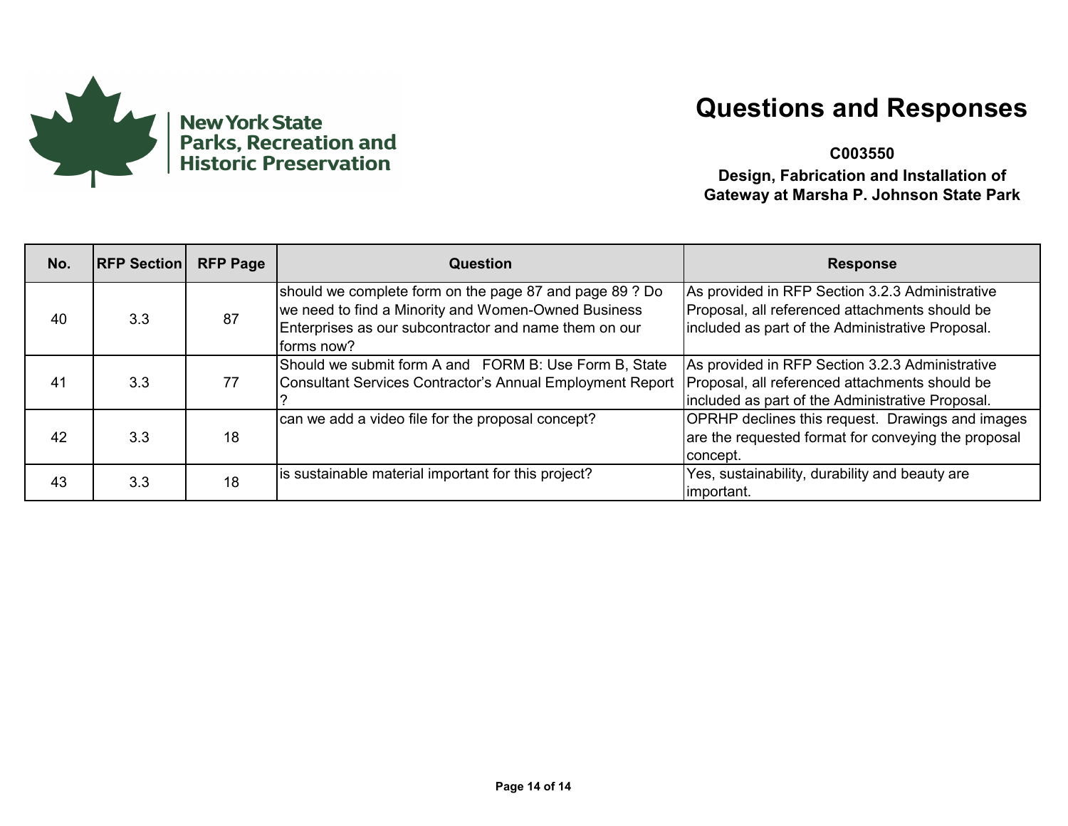New York State Parks, Recreation and Historic Preservation

# Questions and Responses

**C003550**

**Design, Fabrication and Installation of Gateway at Marsha P. Johnson State Park**

| No. | RFP Section | RFP Page | Question | Response |
|---|---|---|---|---|
| 40 | 3.3 | 87 | should we complete form on the page 87 and page 89 ? Do we need to find a Minority and Women-Owned Business Enterprises as our subcontractor and name them on our forms now? | As provided in RFP Section 3.2.3 Administrative Proposal, all referenced attachments should be included as part of the Administrative Proposal. |
| 41 | 3.3 | 77 | Should we submit form A and FORM B: Use Form B, State Consultant Services Contractor's Annual Employment Report ? | As provided in RFP Section 3.2.3 Administrative Proposal, all referenced attachments should be included as part of the Administrative Proposal. |
| 42 | 3.3 | 18 | can we add a video file for the proposal concept? | OPRHP declines this request. Drawings and images are the requested format for conveying the proposal concept. |
| 43 | 3.3 | 18 | is sustainable material important for this project? | Yes, sustainability, durability and beauty are important. |